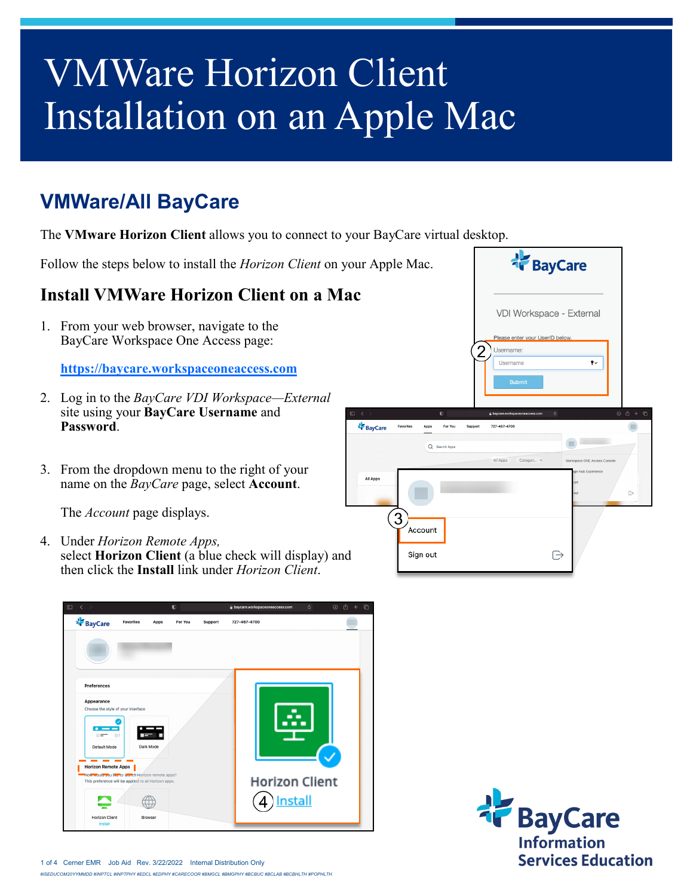# VMWare Horizon Client Installation on an Apple Mac

## VMWare/All BayCare

The **VMware Horizon Client** allows you to connect to your BayCare virtual desktop.

Follow the steps below to install the *Horizon Client* on your Apple Mac.

### Install VMWare Horizon Client on a Mac

1. From your web browser, navigate to the BayCare Workspace One Access page:

   [https://baycare.workspaceoneaccess.com](https://baycare.workspaceoneaccess.com)

2. Log in to the *BayCare VDI Workspace—External* site using your **BayCare Username** and **Password**.

3. From the dropdown menu to the right of your name on the *BayCare* page, select **Account**.

   The *Account* page displays.

4. Under *Horizon Remote Apps,* select **Horizon Client** (a blue check will display) and then click the **Install** link under *Horizon Client.*

Cerner EMR Job Aid Rev. 3/22/2022 Internal Distribution Only

#ISEDUCOM20YYMMDD #INPTCL #INPTPHY #EDCL #EDPHY #CARECOOR #BMGCL #BMGPHY #BCBUC #BCLAB #BCBHLTH #POPHLTH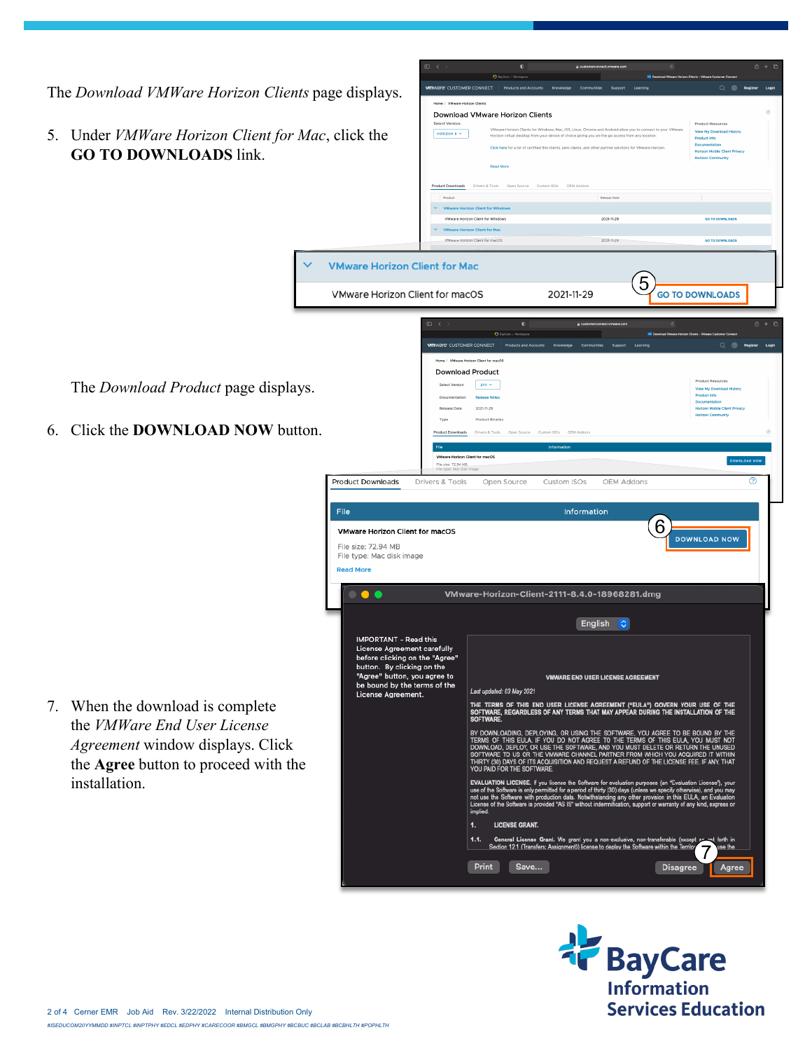The *Download VMWare Horizon Clients* page displays.

5. Under *VMWare Horizon Client for Mac*, click the **GO TO DOWNLOADS** link.

The *Download Product* page displays.

6. Click the **DOWNLOAD NOW** button.

7. When the download is complete the *VMWare End User License Agreement* window displays. Click the **Agree** button to proceed with the installation.

#ISEDUCOM20YYMMDD #INPTCL #INPTPHY #EDCL #EDPHY #CARECOOR #BMGCL #BMGPHY #BCBUC #BCLAB #BCBHLTH #POPHLTH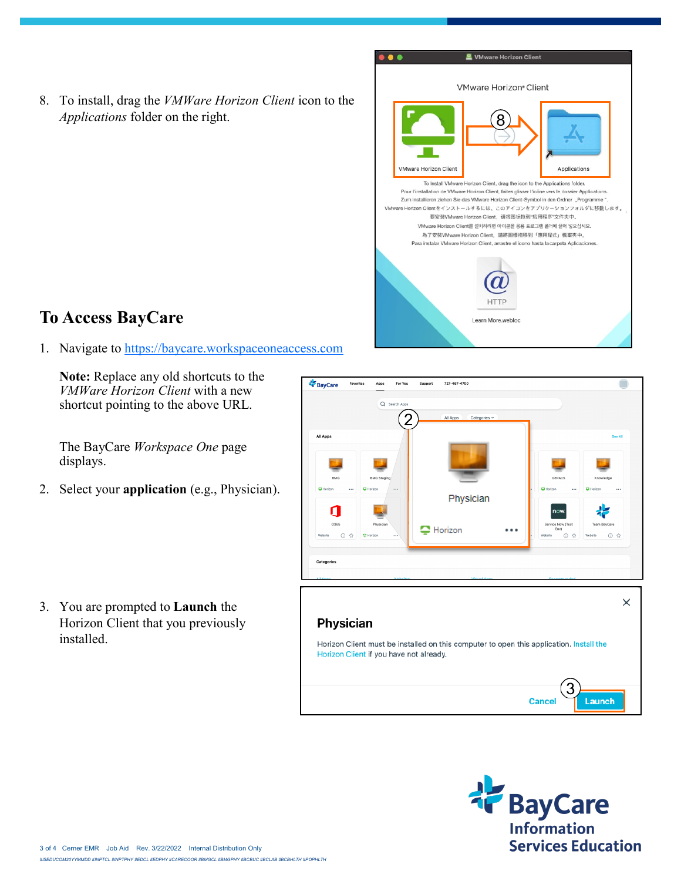8. To install, drag the *VMWare Horizon Client* icon to the *Applications* folder on the right.

## To Access BayCare

1. Navigate to https://baycare.workspaceoneaccess.com

   **Note:** Replace any old shortcuts to the *VMWare Horizon Client* with a new shortcut pointing to the above URL.

   The BayCare *Workspace One* page displays.

2. Select your **application** (e.g., Physician).

3. You are prompted to **Launch** the Horizon Client that you previously installed.

#ISEDUCOM20YYMMDD #INPTCL #INPTPHY #EDCL #EDPHY #CARECOOR #BMGCL #BMGPHY #BCBUC #BCLAB #BCBHLTH #POPHLTH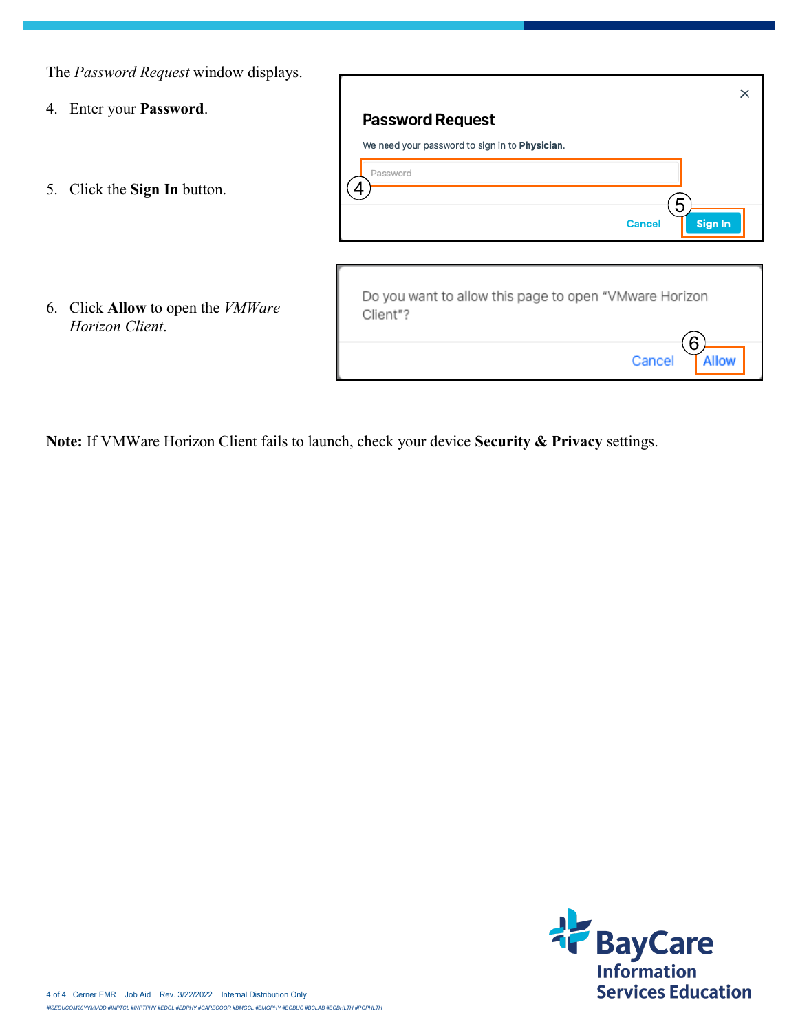The *Password Request* window displays.

4. Enter your **Password**.

5. Click the **Sign In** button.

6. Click **Allow** to open the *VMWare Horizon Client*.

**Note:** If VMWare Horizon Client fails to launch, check your device **Security & Privacy** settings.